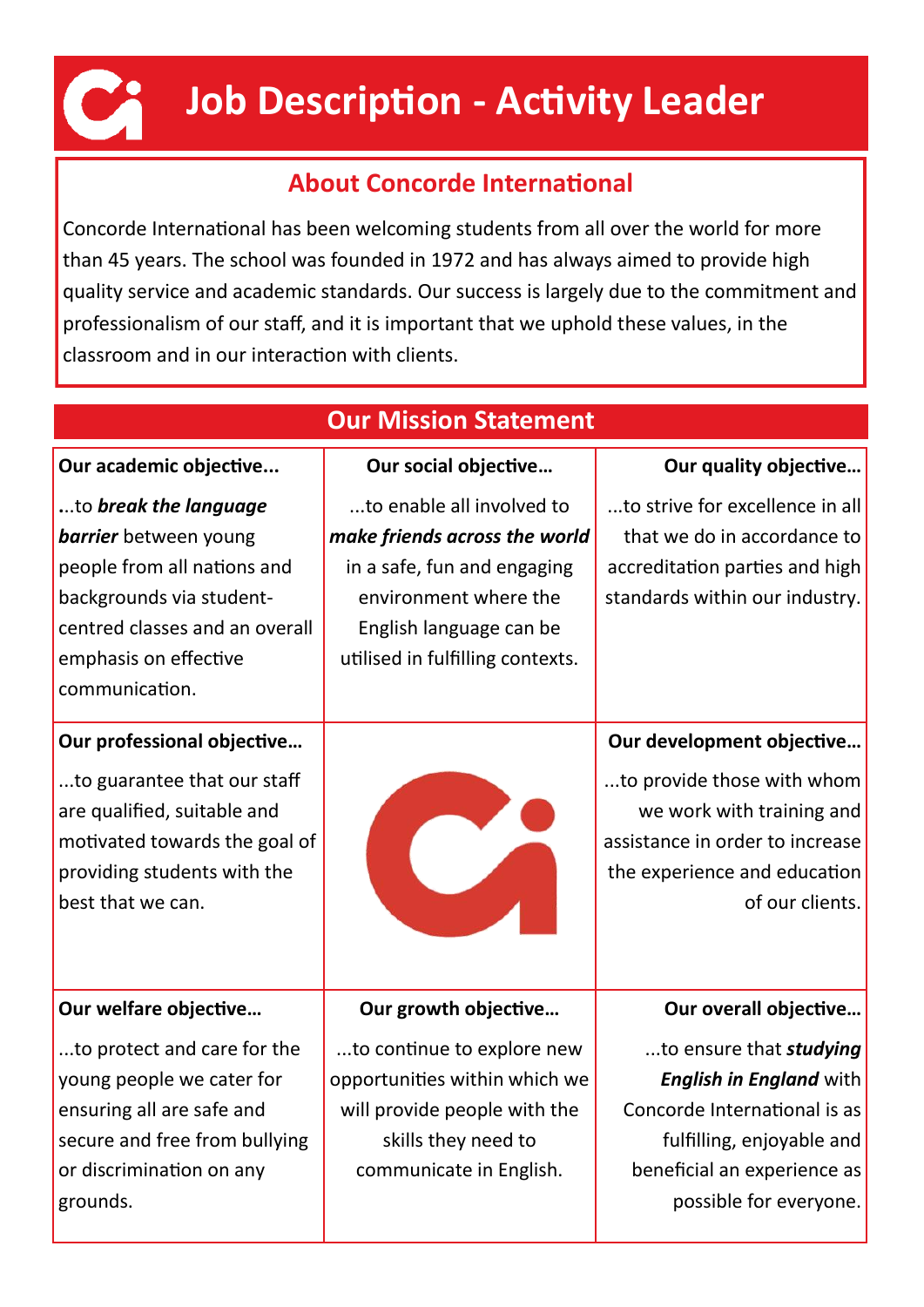# Job Description - Activity Leader

## About Concorde International

Concorde International has been welcoming students from all over the world for more than 45 years. The school was founded in 1972 and has always aimed to provide high quality service and academic standards. Our success is largely due to the commitment and professionalism of our staff, and it is important that we uphold these values, in the classroom and in our interaction with clients.

## Our Mission Statement

**Our academic objective...**

...to ***break the language barrier*** between young people from all nations and backgrounds via student-centred classes and an overall emphasis on effective communication.

**Our social objective…**

...to enable all involved to ***make friends across the world*** in a safe, fun and engaging environment where the English language can be utilised in fulfilling contexts.

**Our quality objective…**

...to strive for excellence in all that we do in accordance to accreditation parties and high standards within our industry.

**Our professional objective…**

...to guarantee that our staff are qualified, suitable and motivated towards the goal of providing students with the best that we can.

**Our development objective…**

...to provide those with whom we work with training and assistance in order to increase the experience and education of our clients.

**Our welfare objective…**

...to protect and care for the young people we cater for ensuring all are safe and secure and free from bullying or discrimination on any grounds.

**Our growth objective…**

...to continue to explore new opportunities within which we will provide people with the skills they need to communicate in English.

**Our overall objective…**

...to ensure that ***studying English in England*** with Concorde International is as fulfilling, enjoyable and beneficial an experience as possible for everyone.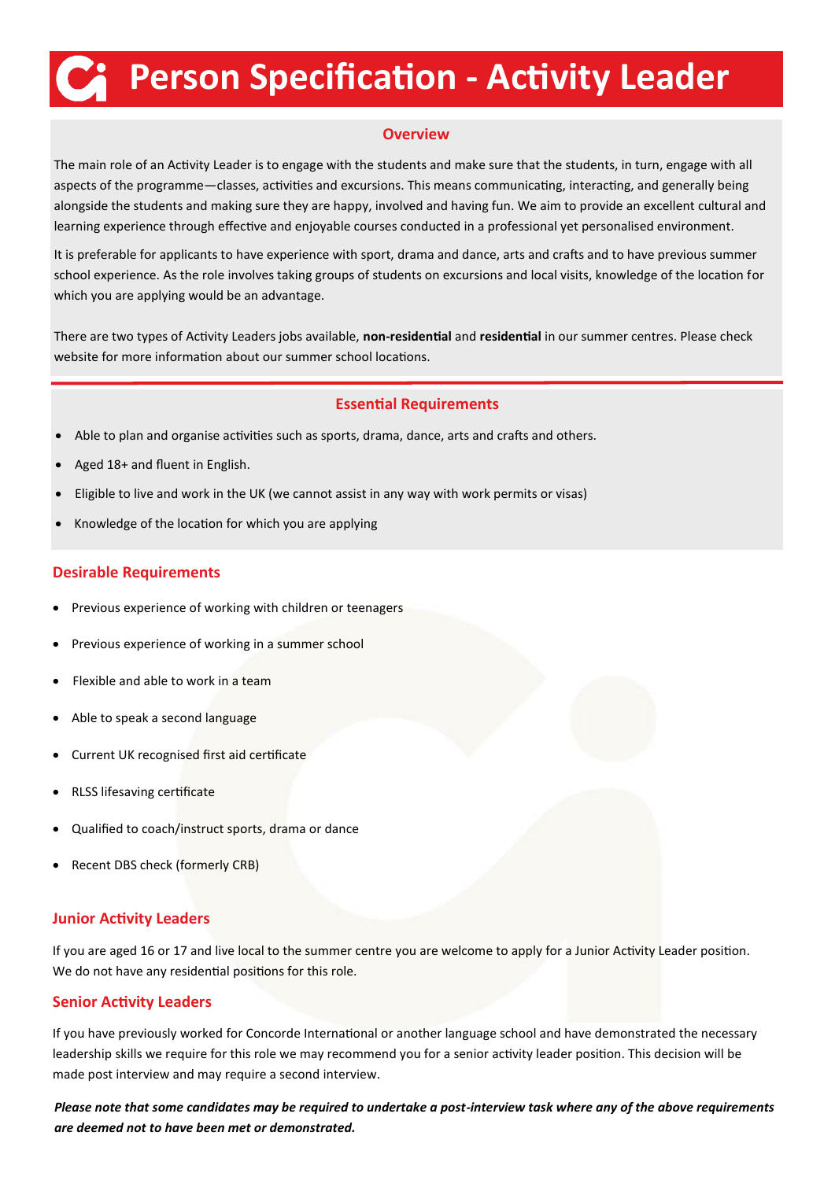# Person Specification - Activity Leader

## Overview

The main role of an Activity Leader is to engage with the students and make sure that the students, in turn, engage with all aspects of the programme—classes, activities and excursions. This means communicating, interacting, and generally being alongside the students and making sure they are happy, involved and having fun. We aim to provide an excellent cultural and learning experience through effective and enjoyable courses conducted in a professional yet personalised environment.

It is preferable for applicants to have experience with sport, drama and dance, arts and crafts and to have previous summer school experience. As the role involves taking groups of students on excursions and local visits, knowledge of the location for which you are applying would be an advantage.

There are two types of Activity Leaders jobs available, **non-residential** and **residential** in our summer centres. Please check website for more information about our summer school locations.

## Essential Requirements

- Able to plan and organise activities such as sports, drama, dance, arts and crafts and others.
- Aged 18+ and fluent in English.
- Eligible to live and work in the UK (we cannot assist in any way with work permits or visas)
- Knowledge of the location for which you are applying

## Desirable Requirements

- Previous experience of working with children or teenagers
- Previous experience of working in a summer school
- Flexible and able to work in a team
- Able to speak a second language
- Current UK recognised first aid certificate
- RLSS lifesaving certificate
- Qualified to coach/instruct sports, drama or dance
- Recent DBS check (formerly CRB)

## Junior Activity Leaders

If you are aged 16 or 17 and live local to the summer centre you are welcome to apply for a Junior Activity Leader position. We do not have any residential positions for this role.

## Senior Activity Leaders

If you have previously worked for Concorde International or another language school and have demonstrated the necessary leadership skills we require for this role we may recommend you for a senior activity leader position. This decision will be made post interview and may require a second interview.

***Please note that some candidates may be required to undertake a post-interview task where any of the above requirements are deemed not to have been met or demonstrated.***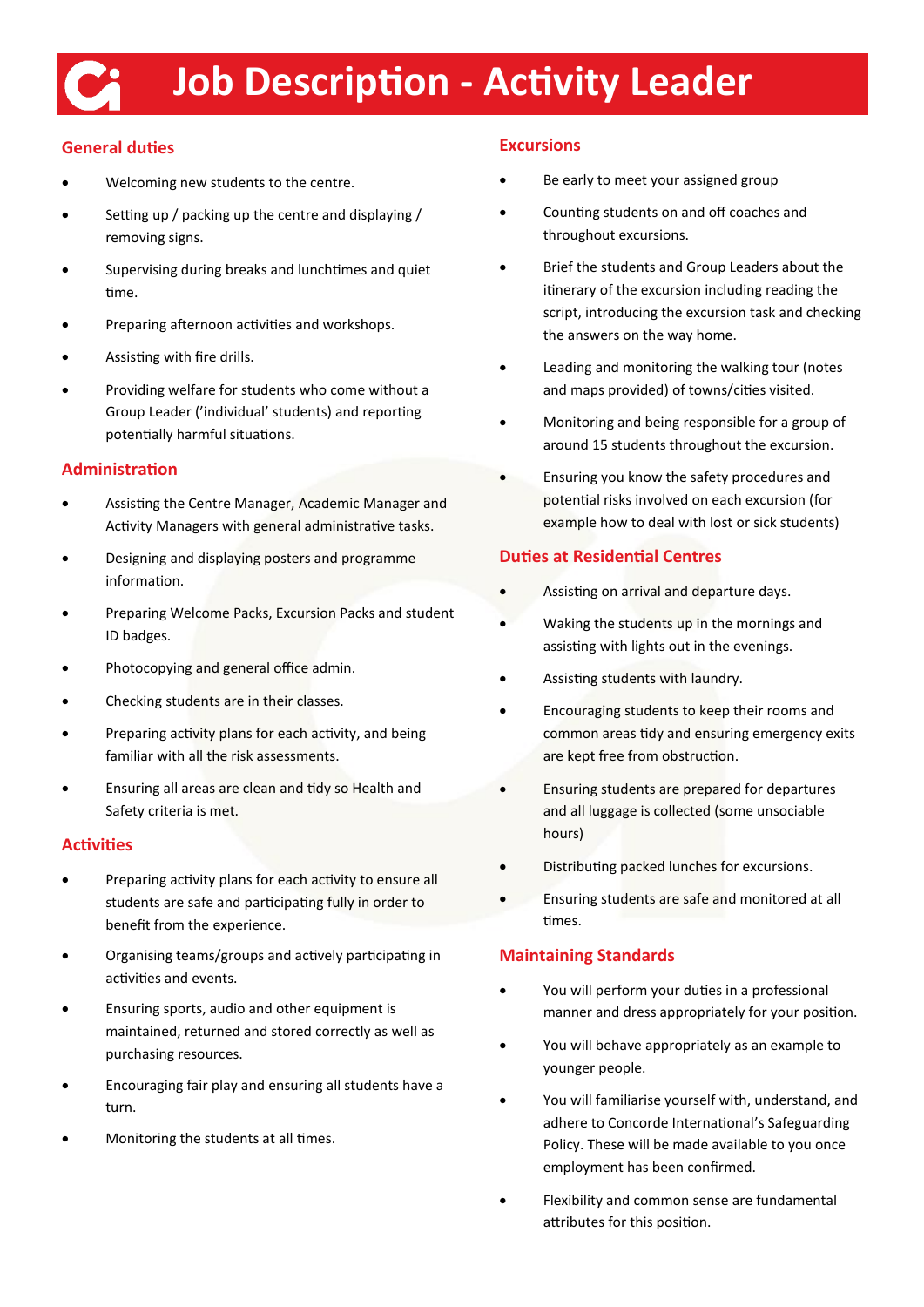# Job Description - Activity Leader

## General duties

- Welcoming new students to the centre.
- Setting up / packing up the centre and displaying / removing signs.
- Supervising during breaks and lunchtimes and quiet time.
- Preparing afternoon activities and workshops.
- Assisting with fire drills.
- Providing welfare for students who come without a Group Leader ('individual' students) and reporting potentially harmful situations.

## Administration

- Assisting the Centre Manager, Academic Manager and Activity Managers with general administrative tasks.
- Designing and displaying posters and programme information.
- Preparing Welcome Packs, Excursion Packs and student ID badges.
- Photocopying and general office admin.
- Checking students are in their classes.
- Preparing activity plans for each activity, and being familiar with all the risk assessments.
- Ensuring all areas are clean and tidy so Health and Safety criteria is met.

## Activities

- Preparing activity plans for each activity to ensure all students are safe and participating fully in order to benefit from the experience.
- Organising teams/groups and actively participating in activities and events.
- Ensuring sports, audio and other equipment is maintained, returned and stored correctly as well as purchasing resources.
- Encouraging fair play and ensuring all students have a turn.
- Monitoring the students at all times.

## Excursions

- Be early to meet your assigned group
- Counting students on and off coaches and throughout excursions.
- Brief the students and Group Leaders about the itinerary of the excursion including reading the script, introducing the excursion task and checking the answers on the way home.
- Leading and monitoring the walking tour (notes and maps provided) of towns/cities visited.
- Monitoring and being responsible for a group of around 15 students throughout the excursion.
- Ensuring you know the safety procedures and potential risks involved on each excursion (for example how to deal with lost or sick students)

## Duties at Residential Centres

- Assisting on arrival and departure days.
- Waking the students up in the mornings and assisting with lights out in the evenings.
- Assisting students with laundry.
- Encouraging students to keep their rooms and common areas tidy and ensuring emergency exits are kept free from obstruction.
- Ensuring students are prepared for departures and all luggage is collected (some unsociable hours)
- Distributing packed lunches for excursions.
- Ensuring students are safe and monitored at all times.

## Maintaining Standards

- You will perform your duties in a professional manner and dress appropriately for your position.
- You will behave appropriately as an example to younger people.
- You will familiarise yourself with, understand, and adhere to Concorde International's Safeguarding Policy. These will be made available to you once employment has been confirmed.
- Flexibility and common sense are fundamental attributes for this position.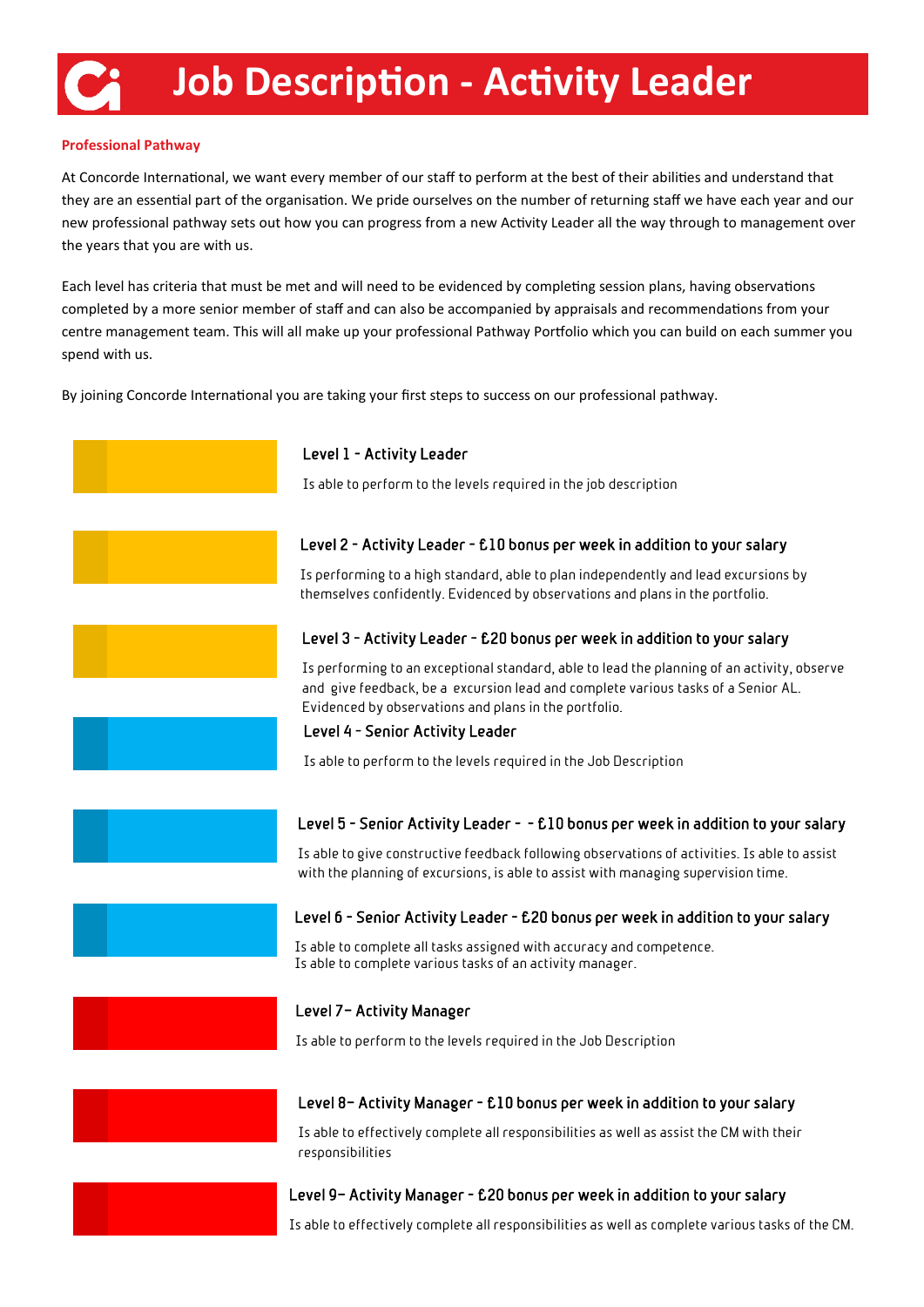# Job Description - Activity Leader

**Professional Pathway**

At Concorde International, we want every member of our staff to perform at the best of their abilities and understand that they are an essential part of the organisation. We pride ourselves on the number of returning staff we have each year and our new professional pathway sets out how you can progress from a new Activity Leader all the way through to management over the years that you are with us.

Each level has criteria that must be met and will need to be evidenced by completing session plans, having observations completed by a more senior member of staff and can also be accompanied by appraisals and recommendations from your centre management team. This will all make up your professional Pathway Portfolio which you can build on each summer you spend with us.

By joining Concorde International you are taking your first steps to success on our professional pathway.

**Level 1 - Activity Leader**

Is able to perform to the levels required in the job description

**Level 2 - Activity Leader - £10 bonus per week in addition to your salary**

Is performing to a high standard, able to plan independently and lead excursions by themselves confidently. Evidenced by observations and plans in the portfolio.

**Level 3 - Activity Leader - £20 bonus per week in addition to your salary**

Is performing to an exceptional standard, able to lead the planning of an activity, observe and give feedback, be a excursion lead and complete various tasks of a Senior AL. Evidenced by observations and plans in the portfolio.

**Level 4 - Senior Activity Leader**

Is able to perform to the levels required in the Job Description

**Level 5 - Senior Activity Leader - - £10 bonus per week in addition to your salary**

Is able to give constructive feedback following observations of activities. Is able to assist with the planning of excursions, is able to assist with managing supervision time.

**Level 6 - Senior Activity Leader - £20 bonus per week in addition to your salary**

Is able to complete all tasks assigned with accuracy and competence.
Is able to complete various tasks of an activity manager.

**Level 7– Activity Manager**

Is able to perform to the levels required in the Job Description

**Level 8– Activity Manager - £10 bonus per week in addition to your salary**

Is able to effectively complete all responsibilities as well as assist the CM with their responsibilities

**Level 9– Activity Manager - £20 bonus per week in addition to your salary**

Is able to effectively complete all responsibilities as well as complete various tasks of the CM.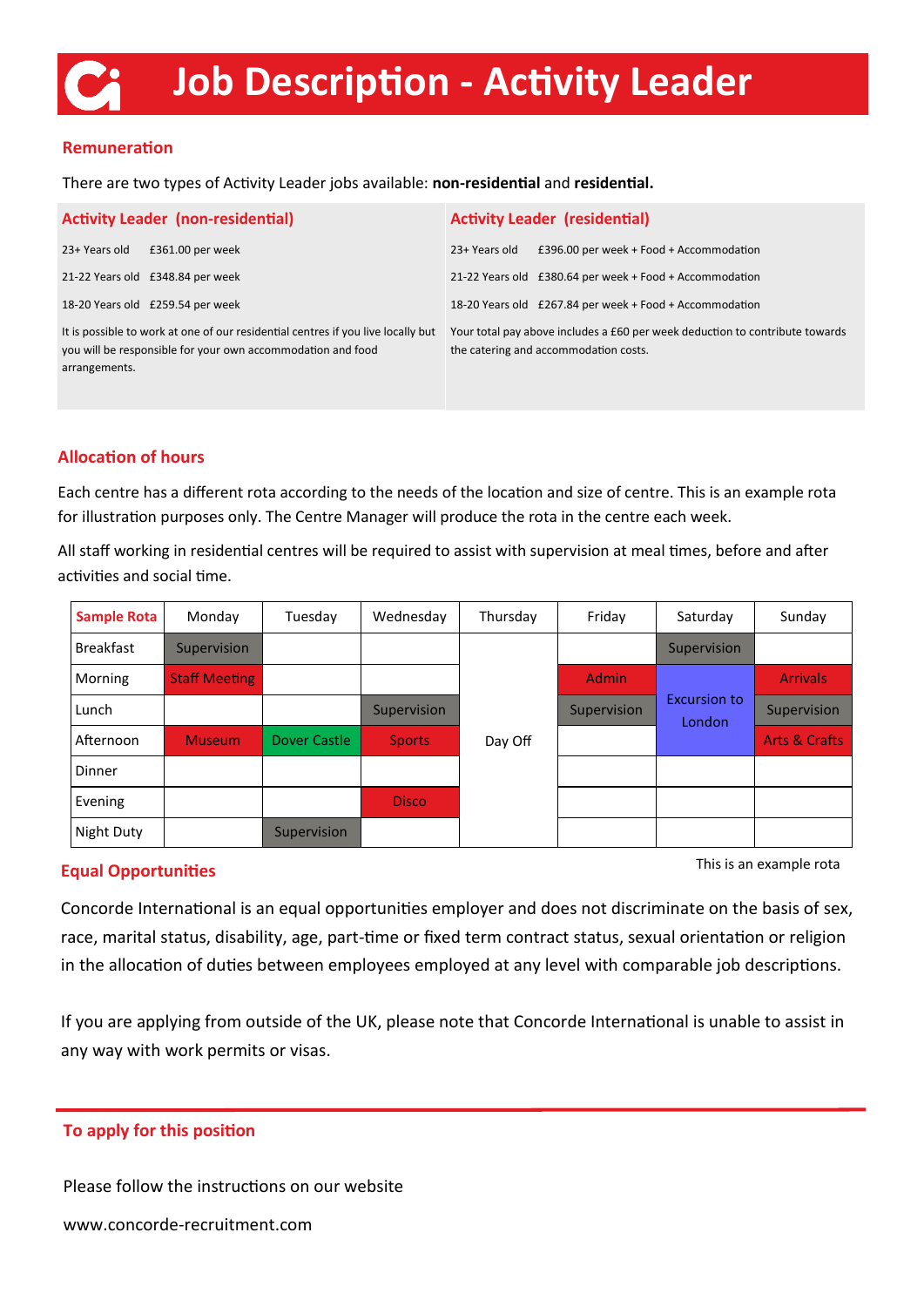# Job Description - Activity Leader

## Remuneration

There are two types of Activity Leader jobs available: **non-residential** and **residential.**

| Activity Leader (non-residential) | | Activity Leader (residential) | |
|---|---|---|---|
| 23+ Years old | £361.00 per week | 23+ Years old | £396.00 per week + Food + Accommodation |
| 21-22 Years old | £348.84 per week | 21-22 Years old | £380.64 per week + Food + Accommodation |
| 18-20 Years old | £259.54 per week | 18-20 Years old | £267.84 per week + Food + Accommodation |

It is possible to work at one of our residential centres if you live locally but you will be responsible for your own accommodation and food arrangements.

Your total pay above includes a £60 per week deduction to contribute towards the catering and accommodation costs.

## Allocation of hours

Each centre has a different rota according to the needs of the location and size of centre. This is an example rota for illustration purposes only. The Centre Manager will produce the rota in the centre each week.

All staff working in residential centres will be required to assist with supervision at meal times, before and after activities and social time.

| Sample Rota | Monday | Tuesday | Wednesday | Thursday | Friday | Saturday | Sunday |
|---|---|---|---|---|---|---|---|
| Breakfast | Supervision | | | Day Off | | Supervision | |
| Morning | Staff Meeting | | | | Admin | Excursion to London | Arrivals |
| Lunch | | | Supervision | | Supervision | | Supervision |
| Afternoon | Museum | Dover Castle | Sports | | | | Arts & Crafts |
| Dinner | | | | | | | |
| Evening | | | Disco | | | | |
| Night Duty | | Supervision | | | | | |

This is an example rota

## Equal Opportunities

Concorde International is an equal opportunities employer and does not discriminate on the basis of sex, race, marital status, disability, age, part-time or fixed term contract status, sexual orientation or religion in the allocation of duties between employees employed at any level with comparable job descriptions.

If you are applying from outside of the UK, please note that Concorde International is unable to assist in any way with work permits or visas.

## To apply for this position

Please follow the instructions on our website

www.concorde-recruitment.com